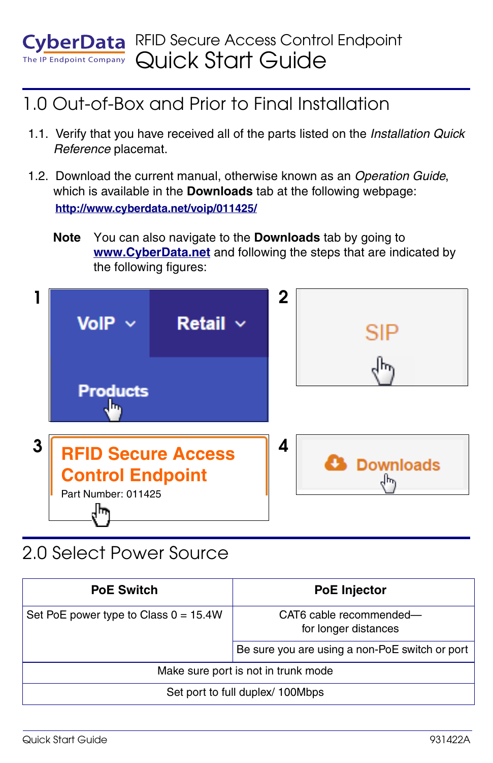CyberData
The IP Endpoint Company

# RFID Secure Access Control Endpoint Quick Start Guide

## 1.0 Out-of-Box and Prior to Final Installation

1.1. Verify that you have received all of the parts listed on the *Installation Quick Reference* placemat.

1.2. Download the current manual, otherwise known as an *Operation Guide*, which is available in the **Downloads** tab at the following webpage:

**http://www.cyberdata.net/voip/011425/**

**Note** You can also navigate to the **Downloads** tab by going to **www.CyberData.net** and following the steps that are indicated by the following figures:

1 VoIP ⌄ Retail ⌄ Products

2 SIP

3 **RFID Secure Access Control Endpoint** Part Number: 011425

4 Downloads

## 2.0 Select Power Source

| PoE Switch | PoE Injector |
|---|---|
| Set PoE power type to Class 0 = 15.4W | CAT6 cable recommended— for longer distances |
| | Be sure you are using a non-PoE switch or port |
| Make sure port is not in trunk mode | |
| Set port to full duplex/ 100Mbps | |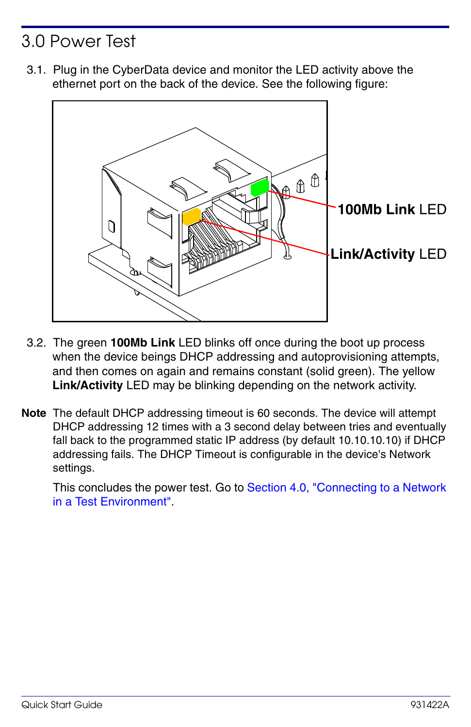# 3.0 Power Test

3.1. Plug in the CyberData device and monitor the LED activity above the ethernet port on the back of the device. See the following figure:

100Mb Link LED

Link/Activity LED

3.2. The green **100Mb Link** LED blinks off once during the boot up process when the device beings DHCP addressing and autoprovisioning attempts, and then comes on again and remains constant (solid green). The yellow **Link/Activity** LED may be blinking depending on the network activity.

**Note** The default DHCP addressing timeout is 60 seconds. The device will attempt DHCP addressing 12 times with a 3 second delay between tries and eventually fall back to the programmed static IP address (by default 10.10.10.10) if DHCP addressing fails. The DHCP Timeout is configurable in the device's Network settings.

This concludes the power test. Go to Section 4.0, "Connecting to a Network in a Test Environment".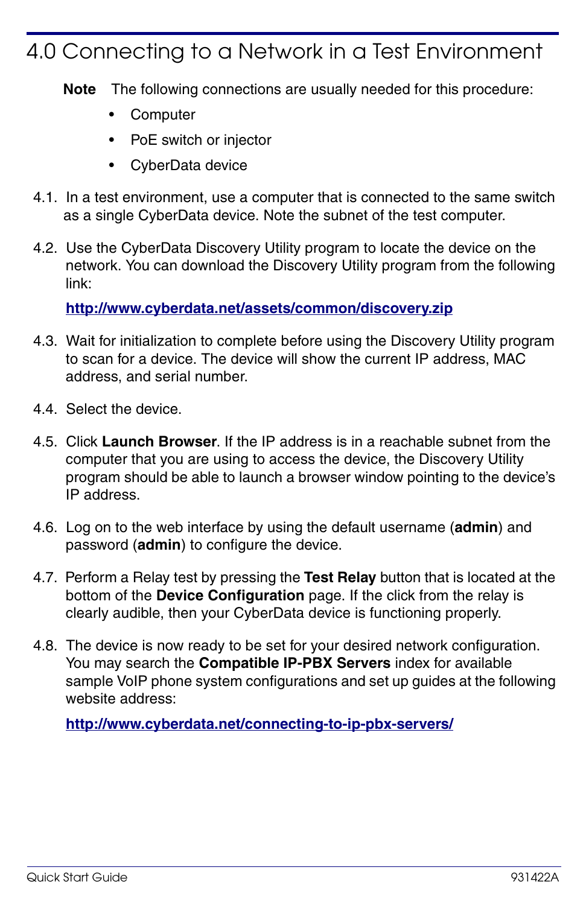# 4.0 Connecting to a Network in a Test Environment

**Note** The following connections are usually needed for this procedure:

- Computer
- PoE switch or injector
- CyberData device

4.1. In a test environment, use a computer that is connected to the same switch as a single CyberData device. Note the subnet of the test computer.

4.2. Use the CyberData Discovery Utility program to locate the device on the network. You can download the Discovery Utility program from the following link:

**http://www.cyberdata.net/assets/common/discovery.zip**

4.3. Wait for initialization to complete before using the Discovery Utility program to scan for a device. The device will show the current IP address, MAC address, and serial number.

4.4. Select the device.

4.5. Click **Launch Browser**. If the IP address is in a reachable subnet from the computer that you are using to access the device, the Discovery Utility program should be able to launch a browser window pointing to the device's IP address.

4.6. Log on to the web interface by using the default username (**admin**) and password (**admin**) to configure the device.

4.7. Perform a Relay test by pressing the **Test Relay** button that is located at the bottom of the **Device Configuration** page. If the click from the relay is clearly audible, then your CyberData device is functioning properly.

4.8. The device is now ready to be set for your desired network configuration. You may search the **Compatible IP-PBX Servers** index for available sample VoIP phone system configurations and set up guides at the following website address:

**http://www.cyberdata.net/connecting-to-ip-pbx-servers/**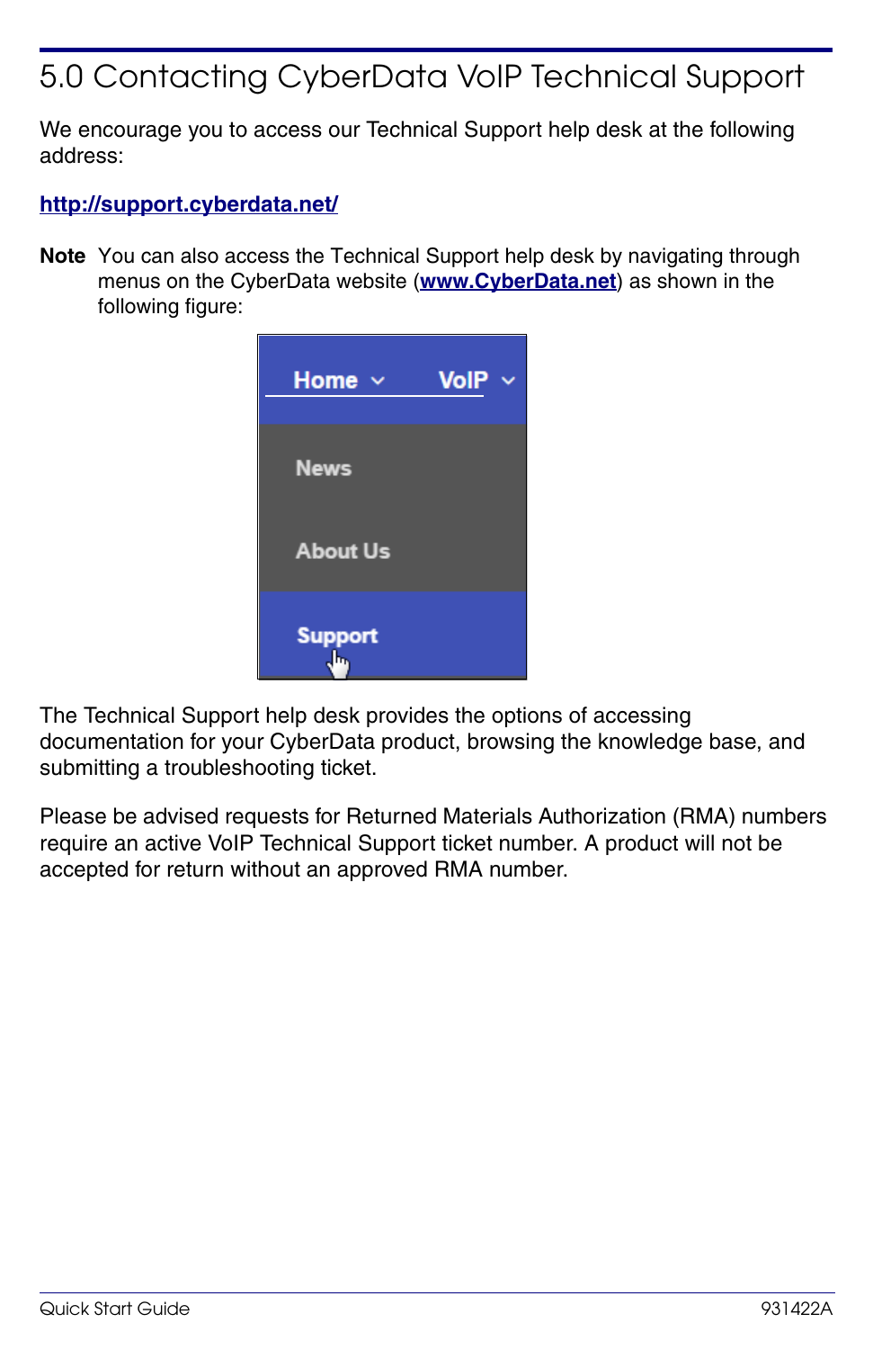# 5.0 Contacting CyberData VoIP Technical Support

We encourage you to access our Technical Support help desk at the following address:

**http://support.cyberdata.net/**

**Note** You can also access the Technical Support help desk by navigating through menus on the CyberData website (**www.CyberData.net**) as shown in the following figure:

Home
VoIP
News
About Us
Support

The Technical Support help desk provides the options of accessing documentation for your CyberData product, browsing the knowledge base, and submitting a troubleshooting ticket.

Please be advised requests for Returned Materials Authorization (RMA) numbers require an active VoIP Technical Support ticket number. A product will not be accepted for return without an approved RMA number.